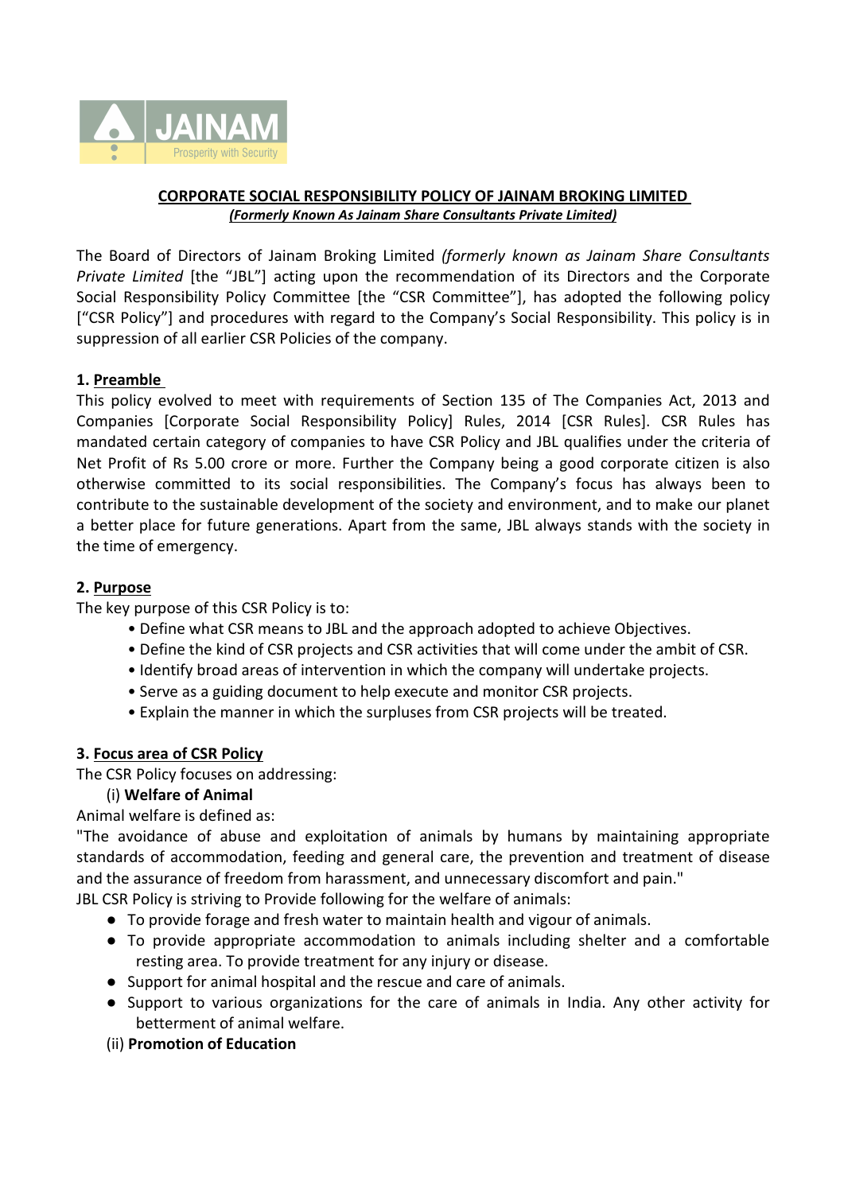JAINAM

Prosperity with Security

# CORPORATE SOCIAL RESPONSIBILITY POLICY OF JAINAM BROKING LIMITED

***(Formerly Known As Jainam Share Consultants Private Limited)***

The Board of Directors of Jainam Broking Limited *(formerly known as Jainam Share Consultants Private Limited* [the "JBL"] acting upon the recommendation of its Directors and the Corporate Social Responsibility Policy Committee [the "CSR Committee"], has adopted the following policy ["CSR Policy"] and procedures with regard to the Company's Social Responsibility. This policy is in suppression of all earlier CSR Policies of the company.

## 1. Preamble

This policy evolved to meet with requirements of Section 135 of The Companies Act, 2013 and Companies [Corporate Social Responsibility Policy] Rules, 2014 [CSR Rules]. CSR Rules has mandated certain category of companies to have CSR Policy and JBL qualifies under the criteria of Net Profit of Rs 5.00 crore or more. Further the Company being a good corporate citizen is also otherwise committed to its social responsibilities. The Company's focus has always been to contribute to the sustainable development of the society and environment, and to make our planet a better place for future generations. Apart from the same, JBL always stands with the society in the time of emergency.

## 2. Purpose

The key purpose of this CSR Policy is to:

- Define what CSR means to JBL and the approach adopted to achieve Objectives.
- Define the kind of CSR projects and CSR activities that will come under the ambit of CSR.
- Identify broad areas of intervention in which the company will undertake projects.
- Serve as a guiding document to help execute and monitor CSR projects.
- Explain the manner in which the surpluses from CSR projects will be treated.

## 3. Focus area of CSR Policy

The CSR Policy focuses on addressing:

(i) **Welfare of Animal**

Animal welfare is defined as:

"The avoidance of abuse and exploitation of animals by humans by maintaining appropriate standards of accommodation, feeding and general care, the prevention and treatment of disease and the assurance of freedom from harassment, and unnecessary discomfort and pain."

JBL CSR Policy is striving to Provide following for the welfare of animals:

- To provide forage and fresh water to maintain health and vigour of animals.
- To provide appropriate accommodation to animals including shelter and a comfortable resting area. To provide treatment for any injury or disease.
- Support for animal hospital and the rescue and care of animals.
- Support to various organizations for the care of animals in India. Any other activity for betterment of animal welfare.

(ii) **Promotion of Education**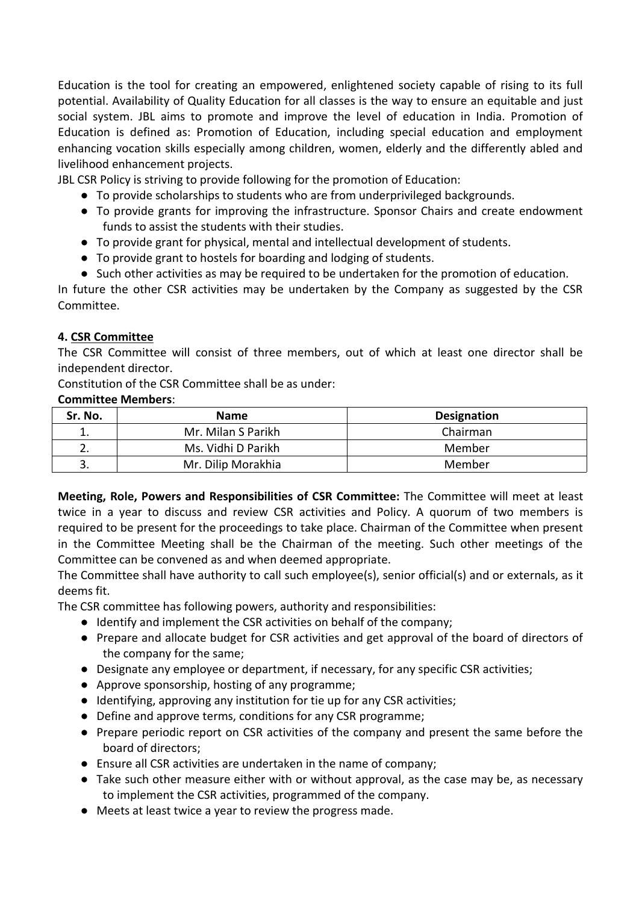Education is the tool for creating an empowered, enlightened society capable of rising to its full potential. Availability of Quality Education for all classes is the way to ensure an equitable and just social system. JBL aims to promote and improve the level of education in India. Promotion of Education is defined as: Promotion of Education, including special education and employment enhancing vocation skills especially among children, women, elderly and the differently abled and livelihood enhancement projects.

JBL CSR Policy is striving to provide following for the promotion of Education:

- To provide scholarships to students who are from underprivileged backgrounds.
- To provide grants for improving the infrastructure. Sponsor Chairs and create endowment funds to assist the students with their studies.
- To provide grant for physical, mental and intellectual development of students.
- To provide grant to hostels for boarding and lodging of students.
- Such other activities as may be required to be undertaken for the promotion of education.

In future the other CSR activities may be undertaken by the Company as suggested by the CSR Committee.

## 4. CSR Committee

The CSR Committee will consist of three members, out of which at least one director shall be independent director.

Constitution of the CSR Committee shall be as under:

**Committee Members**:

| Sr. No. | Name | Designation |
|---|---|---|
| 1. | Mr. Milan S Parikh | Chairman |
| 2. | Ms. Vidhi D Parikh | Member |
| 3. | Mr. Dilip Morakhia | Member |

**Meeting, Role, Powers and Responsibilities of CSR Committee:** The Committee will meet at least twice in a year to discuss and review CSR activities and Policy. A quorum of two members is required to be present for the proceedings to take place. Chairman of the Committee when present in the Committee Meeting shall be the Chairman of the meeting. Such other meetings of the Committee can be convened as and when deemed appropriate.

The Committee shall have authority to call such employee(s), senior official(s) and or externals, as it deems fit.

The CSR committee has following powers, authority and responsibilities:

- Identify and implement the CSR activities on behalf of the company;
- Prepare and allocate budget for CSR activities and get approval of the board of directors of the company for the same;
- Designate any employee or department, if necessary, for any specific CSR activities;
- Approve sponsorship, hosting of any programme;
- Identifying, approving any institution for tie up for any CSR activities;
- Define and approve terms, conditions for any CSR programme;
- Prepare periodic report on CSR activities of the company and present the same before the board of directors;
- Ensure all CSR activities are undertaken in the name of company;
- Take such other measure either with or without approval, as the case may be, as necessary to implement the CSR activities, programmed of the company.
- Meets at least twice a year to review the progress made.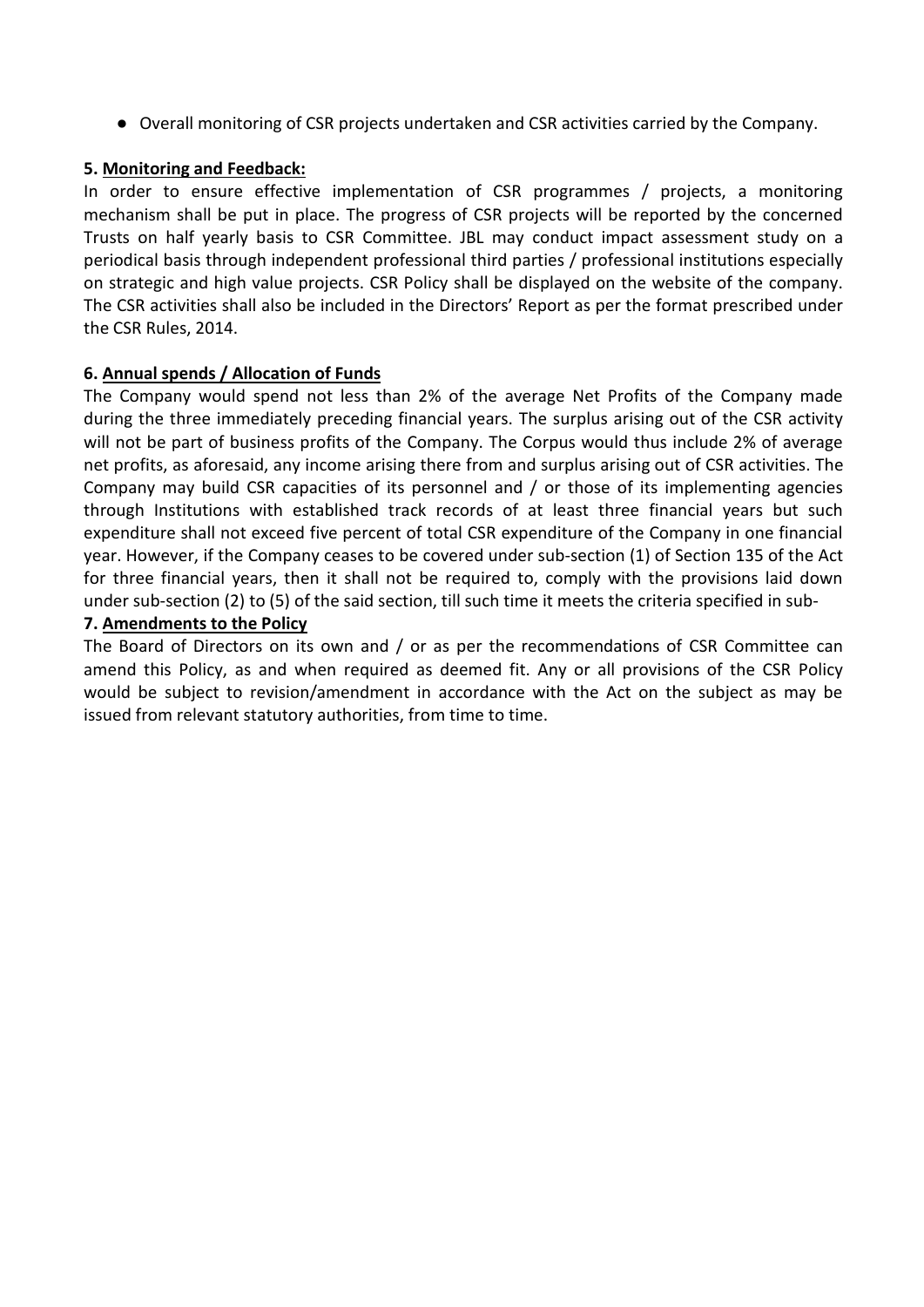- Overall monitoring of CSR projects undertaken and CSR activities carried by the Company.

**5. Monitoring and Feedback:**

In order to ensure effective implementation of CSR programmes / projects, a monitoring mechanism shall be put in place. The progress of CSR projects will be reported by the concerned Trusts on half yearly basis to CSR Committee. JBL may conduct impact assessment study on a periodical basis through independent professional third parties / professional institutions especially on strategic and high value projects. CSR Policy shall be displayed on the website of the company. The CSR activities shall also be included in the Directors' Report as per the format prescribed under the CSR Rules, 2014.

**6. Annual spends / Allocation of Funds**

The Company would spend not less than 2% of the average Net Profits of the Company made during the three immediately preceding financial years. The surplus arising out of the CSR activity will not be part of business profits of the Company. The Corpus would thus include 2% of average net profits, as aforesaid, any income arising there from and surplus arising out of CSR activities. The Company may build CSR capacities of its personnel and / or those of its implementing agencies through Institutions with established track records of at least three financial years but such expenditure shall not exceed five percent of total CSR expenditure of the Company in one financial year. However, if the Company ceases to be covered under sub-section (1) of Section 135 of the Act for three financial years, then it shall not be required to, comply with the provisions laid down under sub-section (2) to (5) of the said section, till such time it meets the criteria specified in sub-

**7. Amendments to the Policy**

The Board of Directors on its own and / or as per the recommendations of CSR Committee can amend this Policy, as and when required as deemed fit. Any or all provisions of the CSR Policy would be subject to revision/amendment in accordance with the Act on the subject as may be issued from relevant statutory authorities, from time to time.